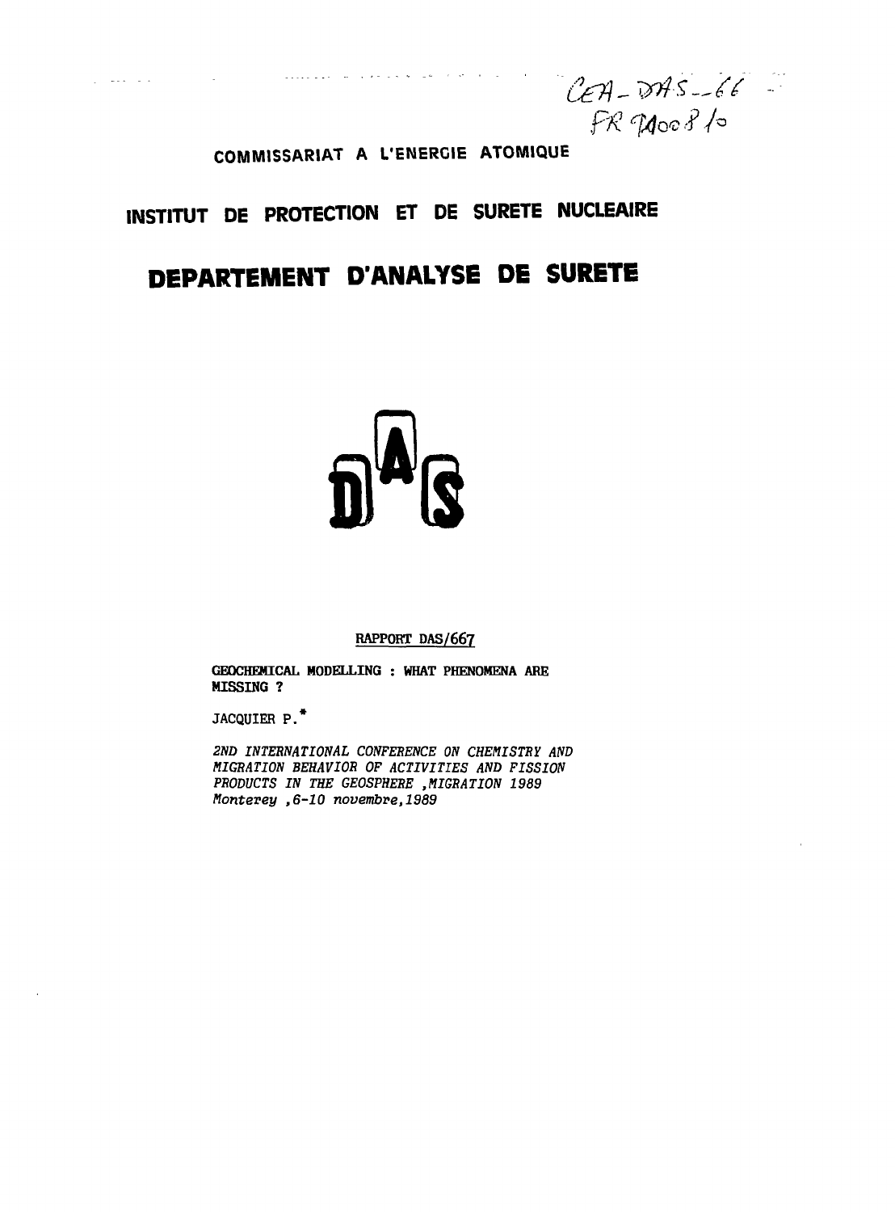CEA-DAS--66
FR 9100810

COMMISSARIAT A L'ENERGIE ATOMIQUE

# INSTITUT DE PROTECTION ET DE SURETE NUCLEAIRE

# DEPARTEMENT D'ANALYSE DE SURETE

DAS

RAPPORT DAS/667

**GEOCHEMICAL MODELLING : WHAT PHENOMENA ARE MISSING ?**

JACQUIER P.*

*2ND INTERNATIONAL CONFERENCE ON CHEMISTRY AND MIGRATION BEHAVIOR OF ACTIVITIES AND FISSION PRODUCTS IN THE GEOSPHERE ,MIGRATION 1989*
*Monterey ,6-10 novembre,1989*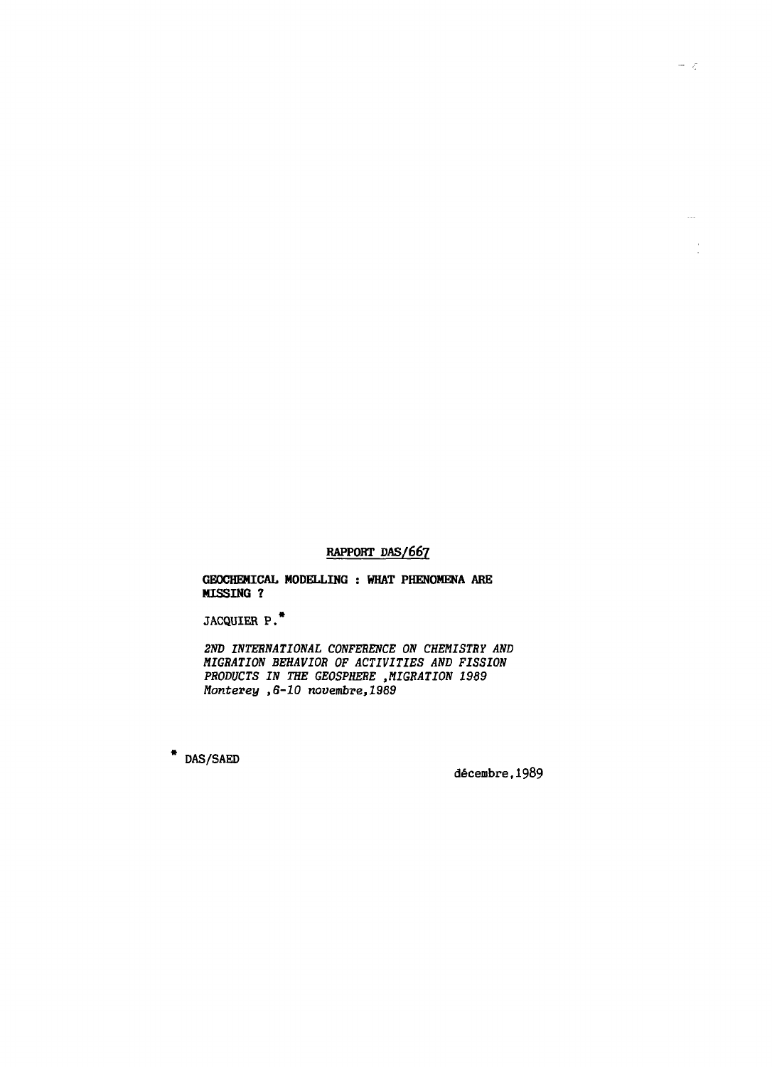RAPPORT DAS/667

**GEOCHEMICAL MODELLING : WHAT PHENOMENA ARE MISSING ?**

JACQUIER P.*

*2ND INTERNATIONAL CONFERENCE ON CHEMISTRY AND MIGRATION BEHAVIOR OF ACTIVITIES AND FISSION PRODUCTS IN THE GEOSPHERE ,MIGRATION 1989*
*Monterey ,6-10 novembre,1989*

\* DAS/SAED

décembre,1989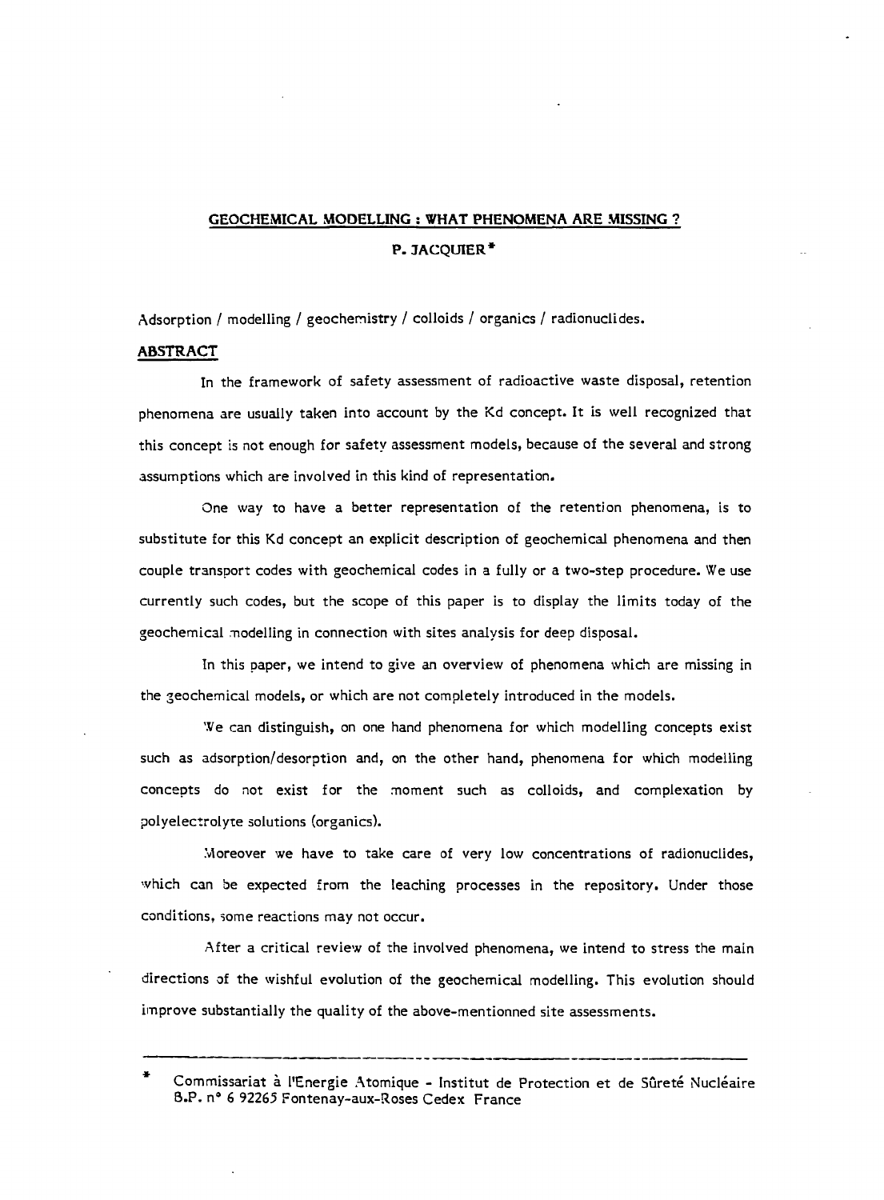# GEOCHEMICAL MODELLING : WHAT PHENOMENA ARE MISSING ?

**P. JACQUIER***

Adsorption / modelling / geochemistry / colloids / organics / radionuclides.

## ABSTRACT

In the framework of safety assessment of radioactive waste disposal, retention phenomena are usually taken into account by the Kd concept. It is well recognized that this concept is not enough for safety assessment models, because of the several and strong assumptions which are involved in this kind of representation.

One way to have a better representation of the retention phenomena, is to substitute for this Kd concept an explicit description of geochemical phenomena and then couple transport codes with geochemical codes in a fully or a two-step procedure. We use currently such codes, but the scope of this paper is to display the limits today of the geochemical modelling in connection with sites analysis for deep disposal.

In this paper, we intend to give an overview of phenomena which are missing in the geochemical models, or which are not completely introduced in the models.

We can distinguish, on one hand phenomena for which modelling concepts exist such as adsorption/desorption and, on the other hand, phenomena for which modelling concepts do not exist for the moment such as colloids, and complexation by polyelectrolyte solutions (organics).

Moreover we have to take care of very low concentrations of radionuclides, which can be expected from the leaching processes in the repository. Under those conditions, some reactions may not occur.

After a critical review of the involved phenomena, we intend to stress the main directions of the wishful evolution of the geochemical modelling. This evolution should improve substantially the quality of the above-mentionned site assessments.

---

\* Commissariat à l'Energie Atomique - Institut de Protection et de Sûreté Nucléaire B.P. n° 6 92265 Fontenay-aux-Roses Cedex France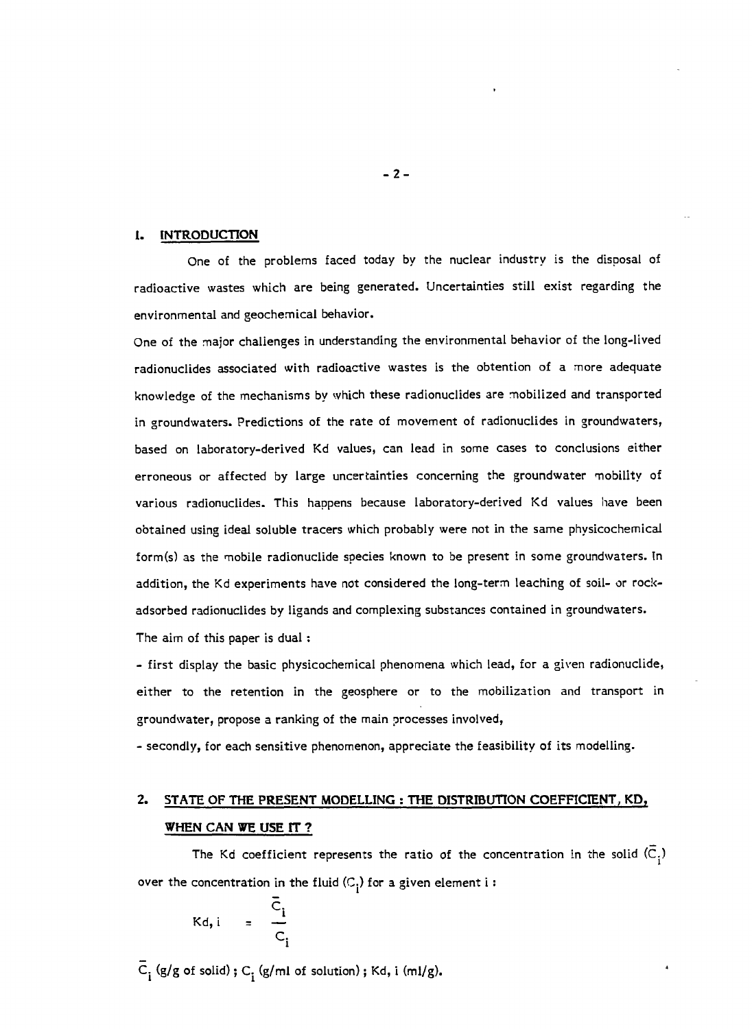## 1. INTRODUCTION

One of the problems faced today by the nuclear industry is the disposal of radioactive wastes which are being generated. Uncertainties still exist regarding the environmental and geochemical behavior.

One of the major challenges in understanding the environmental behavior of the long-lived radionuclides associated with radioactive wastes is the obtention of a more adequate knowledge of the mechanisms by which these radionuclides are mobilized and transported in groundwaters. Predictions of the rate of movement of radionuclides in groundwaters, based on laboratory-derived Kd values, can lead in some cases to conclusions either erroneous or affected by large uncertainties concerning the groundwater mobility of various radionuclides. This happens because laboratory-derived Kd values have been obtained using ideal soluble tracers which probably were not in the same physicochemical form(s) as the mobile radionuclide species known to be present in some groundwaters. In addition, the Kd experiments have not considered the long-term leaching of soil- or rock-adsorbed radionuclides by ligands and complexing substances contained in groundwaters.

The aim of this paper is dual :

- first display the basic physicochemical phenomena which lead, for a given radionuclide, either to the retention in the geosphere or to the mobilization and transport in groundwater, propose a ranking of the main processes involved,
- secondly, for each sensitive phenomenon, appreciate the feasibility of its modelling.

## 2. STATE OF THE PRESENT MODELLING : THE DISTRIBUTION COEFFICIENT, KD, WHEN CAN WE USE IT ?

The Kd coefficient represents the ratio of the concentration in the solid ($\bar{C}_i$) over the concentration in the fluid ($C_i$) for a given element i :

$$K_{d,i} = \frac{\bar{C}_i}{C_i}$$

$\bar{C}_i$ (g/g of solid) ; $C_i$ (g/ml of solution) ; $K_{d,i}$ (ml/g).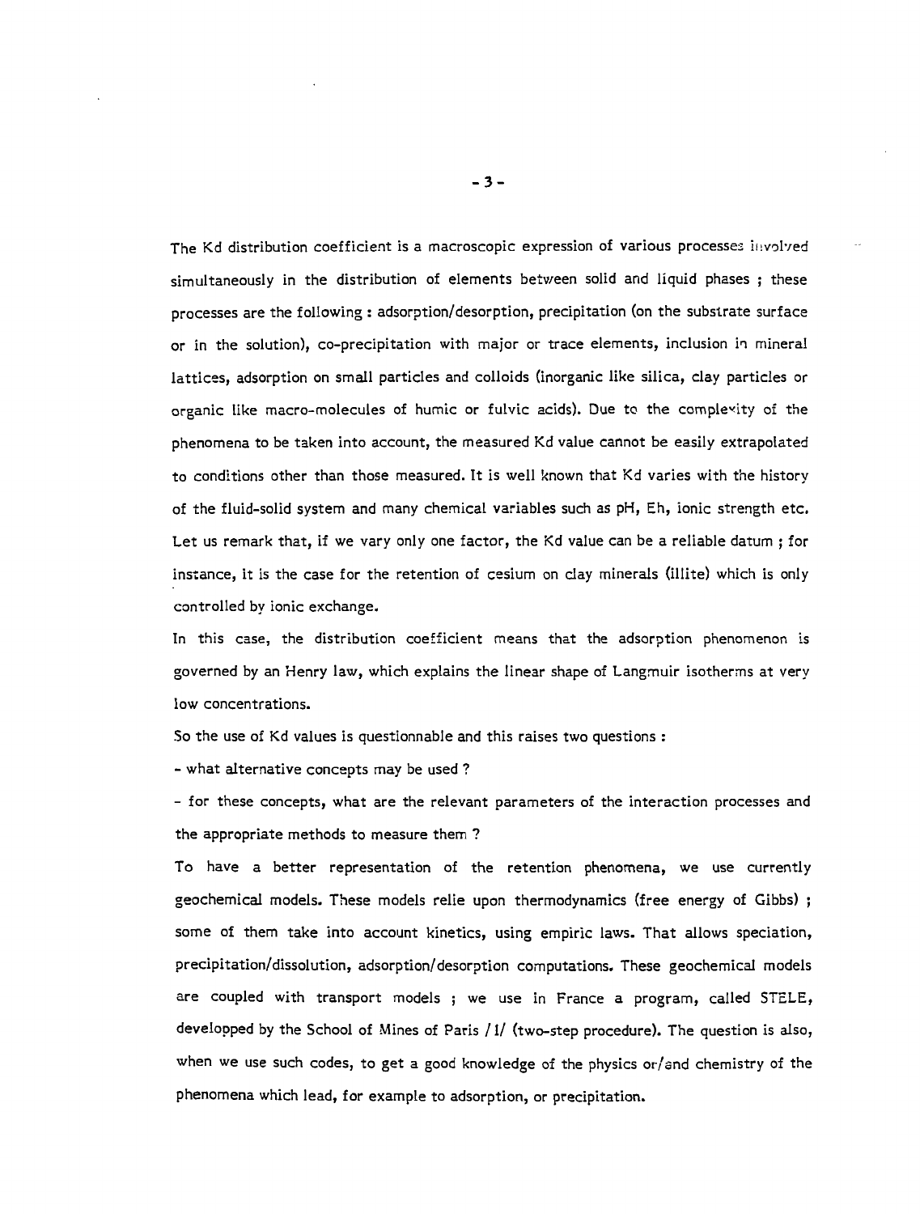The Kd distribution coefficient is a macroscopic expression of various processes involved simultaneously in the distribution of elements between solid and liquid phases ; these processes are the following : adsorption/desorption, precipitation (on the substrate surface or in the solution), co-precipitation with major or trace elements, inclusion in mineral lattices, adsorption on small particles and colloids (inorganic like silica, clay particles or organic like macro-molecules of humic or fulvic acids). Due to the complexity of the phenomena to be taken into account, the measured Kd value cannot be easily extrapolated to conditions other than those measured. It is well known that Kd varies with the history of the fluid-solid system and many chemical variables such as pH, Eh, ionic strength etc. Let us remark that, if we vary only one factor, the Kd value can be a reliable datum ; for instance, it is the case for the retention of cesium on clay minerals (illite) which is only controlled by ionic exchange.

In this case, the distribution coefficient means that the adsorption phenomenon is governed by an Henry law, which explains the linear shape of Langmuir isotherms at very low concentrations.

So the use of Kd values is questionnable and this raises two questions :

- what alternative concepts may be used ?
- for these concepts, what are the relevant parameters of the interaction processes and the appropriate methods to measure them ?

To have a better representation of the retention phenomena, we use currently geochemical models. These models relie upon thermodynamics (free energy of Gibbs) ; some of them take into account kinetics, using empiric laws. That allows speciation, precipitation/dissolution, adsorption/desorption computations. These geochemical models are coupled with transport models ; we use in France a program, called STELE, developped by the School of Mines of Paris /1/ (two-step procedure). The question is also, when we use such codes, to get a good knowledge of the physics or/and chemistry of the phenomena which lead, for example to adsorption, or precipitation.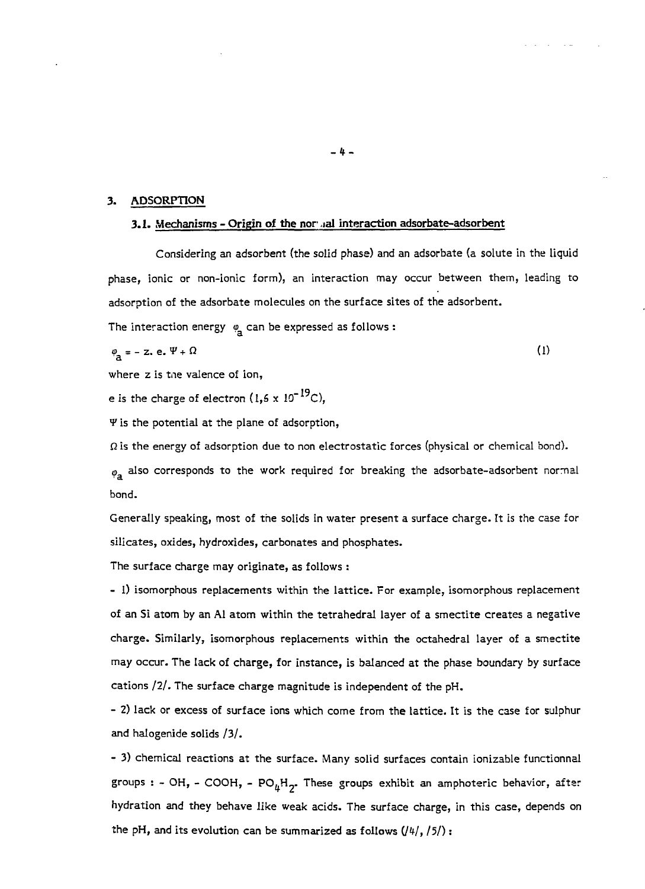## 3. ADSORPTION

### 3.1. Mechanisms - Origin of the normal interaction adsorbate-adsorbent

Considering an adsorbent (the solid phase) and an adsorbate (a solute in the liquid phase, ionic or non-ionic form), an interaction may occur between them, leading to adsorption of the adsorbate molecules on the surface sites of the adsorbent.

The interaction energy $\varphi_a$ can be expressed as follows :

$$\varphi_a = - z.\ e.\ \Psi + \Omega \tag{1}$$

where z is the valence of ion,

e is the charge of electron ($1,6 \times 10^{-19}$C),

$\Psi$ is the potential at the plane of adsorption,

$\Omega$ is the energy of adsorption due to non electrostatic forces (physical or chemical bond).

$\varphi_a$ also corresponds to the work required for breaking the adsorbate-adsorbent normal bond.

Generally speaking, most of the solids in water present a surface charge. It is the case for silicates, oxides, hydroxides, carbonates and phosphates.

The surface charge may originate, as follows :

- 1) isomorphous replacements within the lattice. For example, isomorphous replacement of an Si atom by an Al atom within the tetrahedral layer of a smectite creates a negative charge. Similarly, isomorphous replacements within the octahedral layer of a smectite may occur. The lack of charge, for instance, is balanced at the phase boundary by surface cations /2/. The surface charge magnitude is independent of the pH.

- 2) lack or excess of surface ions which come from the lattice. It is the case for sulphur and halogenide solids /3/.

- 3) chemical reactions at the surface. Many solid surfaces contain ionizable functionnal groups : - OH, - COOH, - $PO_4H_2$. These groups exhibit an amphoteric behavior, after hydration and they behave like weak acids. The surface charge, in this case, depends on the pH, and its evolution can be summarized as follows (/4/, /5/) :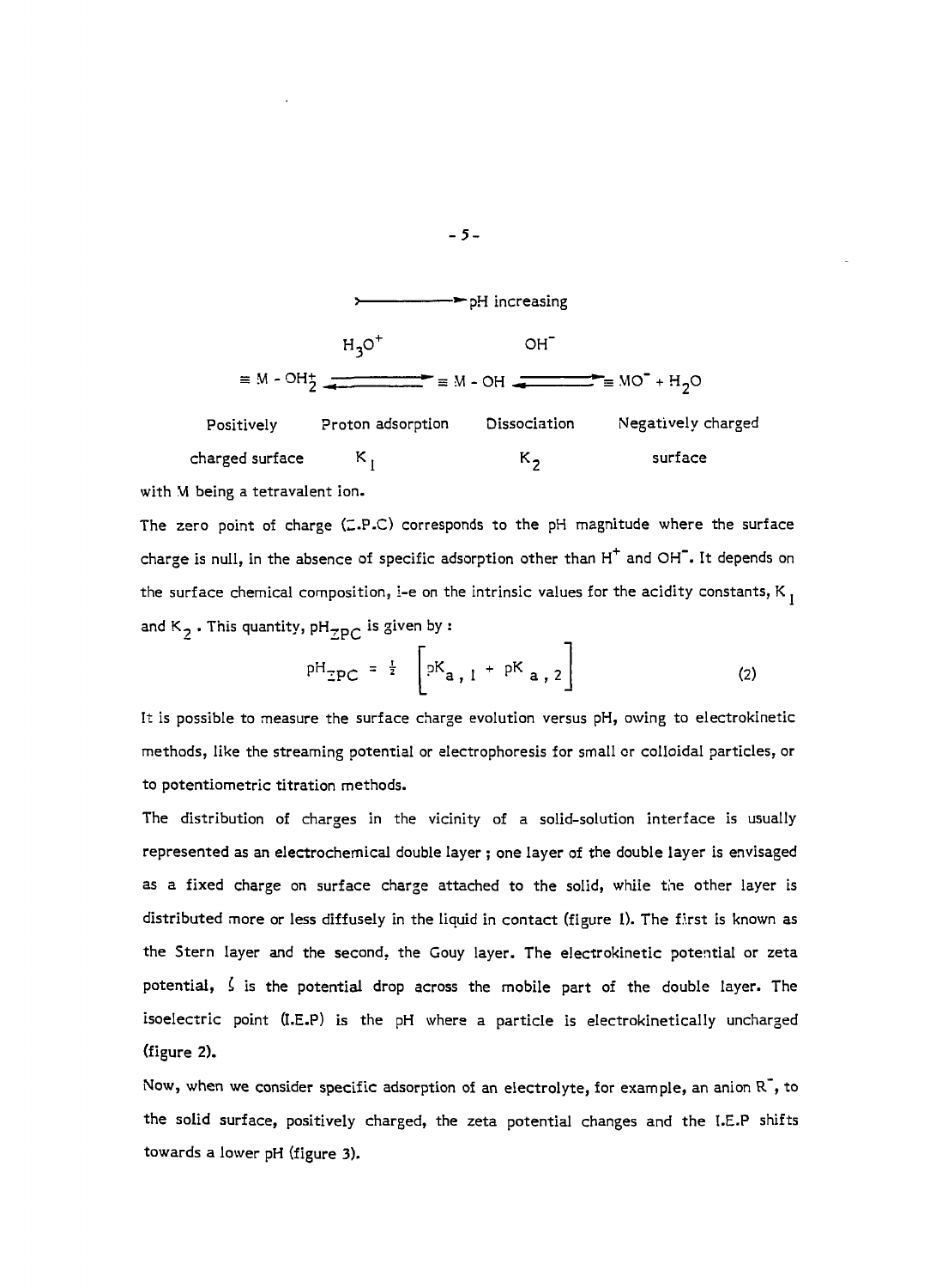$$\xrightarrow{\text{pH increasing}}$$

$$\equiv M-OH_2^+ \underset{}{\overset{H_3O^+}{\rightleftharpoons}} \equiv M-OH \underset{}{\overset{OH^-}{\rightleftharpoons}} \equiv MO^- + H_2O$$

| Positively charged surface | Proton adsorption $K_1$ | Dissociation $K_2$ | Negatively charged surface |
|---|---|---|---|

with M being a tetravalent ion.

The zero point of charge (Z.P.C) corresponds to the pH magnitude where the surface charge is null, in the absence of specific adsorption other than $H^+$ and $OH^-$. It depends on the surface chemical composition, i-e on the intrinsic values for the acidity constants, $K_1$ and $K_2$. This quantity, $pH_{ZPC}$ is given by :

$$pH_{ZPC} = \frac{1}{2}\left[pK_{a,1} + pK_{a,2}\right] \tag{2}$$

It is possible to measure the surface charge evolution versus pH, owing to electrokinetic methods, like the streaming potential or electrophoresis for small or colloidal particles, or to potentiometric titration methods.

The distribution of charges in the vicinity of a solid-solution interface is usually represented as an electrochemical double layer ; one layer of the double layer is envisaged as a fixed charge on surface charge attached to the solid, while the other layer is distributed more or less diffusely in the liquid in contact (figure 1). The first is known as the Stern layer and the second, the Gouy layer. The electrokinetic potential or zeta potential, $\zeta$ is the potential drop across the mobile part of the double layer. The isoelectric point (I.E.P) is the pH where a particle is electrokinetically uncharged (figure 2).

Now, when we consider specific adsorption of an electrolyte, for example, an anion $R^-$, to the solid surface, positively charged, the zeta potential changes and the I.E.P shifts towards a lower pH (figure 3).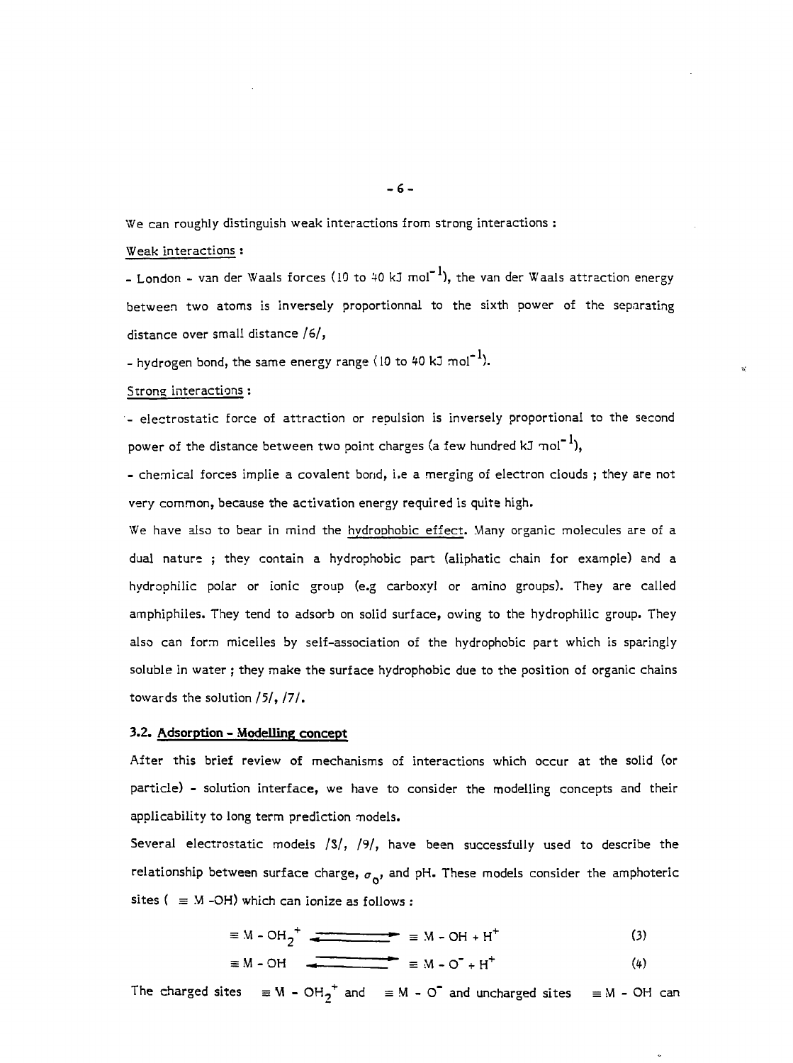We can roughly distinguish weak interactions from strong interactions :

Weak interactions :

- London - van der Waals forces (10 to 40 kJ $mol^{-1}$), the van der Waals attraction energy between two atoms is inversely proportionnal to the sixth power of the separating distance over small distance /6/,
- hydrogen bond, the same energy range (10 to 40 kJ $mol^{-1}$).

Strong interactions :

- electrostatic force of attraction or repulsion is inversely proportional to the second power of the distance between two point charges (a few hundred kJ $mol^{-1}$),
- chemical forces implie a covalent bond, i.e a merging of electron clouds ; they are not very common, because the activation energy required is quite high.

We have also to bear in mind the hydrophobic effect. Many organic molecules are of a dual nature ; they contain a hydrophobic part (aliphatic chain for example) and a hydrophilic polar or ionic group (e.g carboxyl or amino groups). They are called amphiphiles. They tend to adsorb on solid surface, owing to the hydrophilic group. They also can form micelles by self-association of the hydrophobic part which is sparingly soluble in water ; they make the surface hydrophobic due to the position of organic chains towards the solution /5/, /7/.

### 3.2. Adsorption - Modelling concept

After this brief review of mechanisms of interactions which occur at the solid (or particle) - solution interface, we have to consider the modelling concepts and their applicability to long term prediction models.

Several electrostatic models /8/, /9/, have been successfully used to describe the relationship between surface charge, $\sigma_0$, and pH. These models consider the amphoteric sites ( $\equiv M-OH$) which can ionize as follows :

$$\equiv M - OH_2^+ \rightleftharpoons \equiv M - OH + H^+ \qquad (3)$$

$$\equiv M - OH \rightleftharpoons \equiv M - O^- + H^+ \qquad (4)$$

The charged sites $\equiv M - OH_2^+$ and $\equiv M - O^-$ and uncharged sites $\equiv M - OH$ can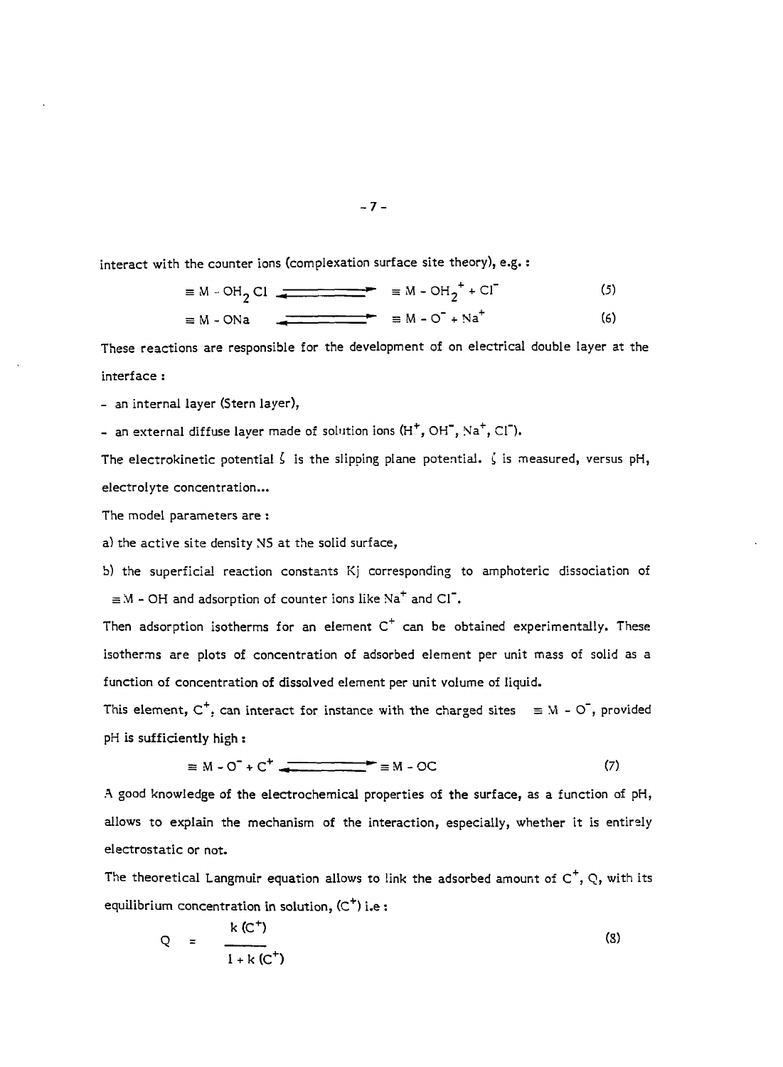interact with the counter ions (complexation surface site theory), e.g. :

$$\equiv M - OH_2Cl \rightleftharpoons \equiv M - OH_2^+ + Cl^- \tag{5}$$

$$\equiv M - ONa \rightleftharpoons \equiv M - O^- + Na^+ \tag{6}$$

These reactions are responsible for the development of on electrical double layer at the interface :

- an internal layer (Stern layer),
- an external diffuse layer made of solution ions ($H^+$, $OH^-$, $Na^+$, $Cl^-$).

The electrokinetic potential $\zeta$ is the slipping plane potential. $\zeta$ is measured, versus pH, electrolyte concentration...

The model parameters are :

a) the active site density NS at the solid surface,

b) the superficial reaction constants Kj corresponding to amphoteric dissociation of $\equiv M - OH$ and adsorption of counter ions like $Na^+$ and $Cl^-$.

Then adsorption isotherms for an element $C^+$ can be obtained experimentally. These isotherms are plots of concentration of adsorbed element per unit mass of solid as a function of concentration of dissolved element per unit volume of liquid.

This element, $C^+$, can interact for instance with the charged sites $\equiv M - O^-$, provided pH is sufficiently high :

$$\equiv M - O^- + C^+ \rightleftharpoons \equiv M - OC \tag{7}$$

A good knowledge of the electrochemical properties of the surface, as a function of pH, allows to explain the mechanism of the interaction, especially, whether it is entirely electrostatic or not.

The theoretical Langmuir equation allows to link the adsorbed amount of $C^+$, Q, with its equilibrium concentration in solution, $(C^+)$ i.e :

$$Q = \frac{k\,(C^+)}{1 + k\,(C^+)} \tag{8}$$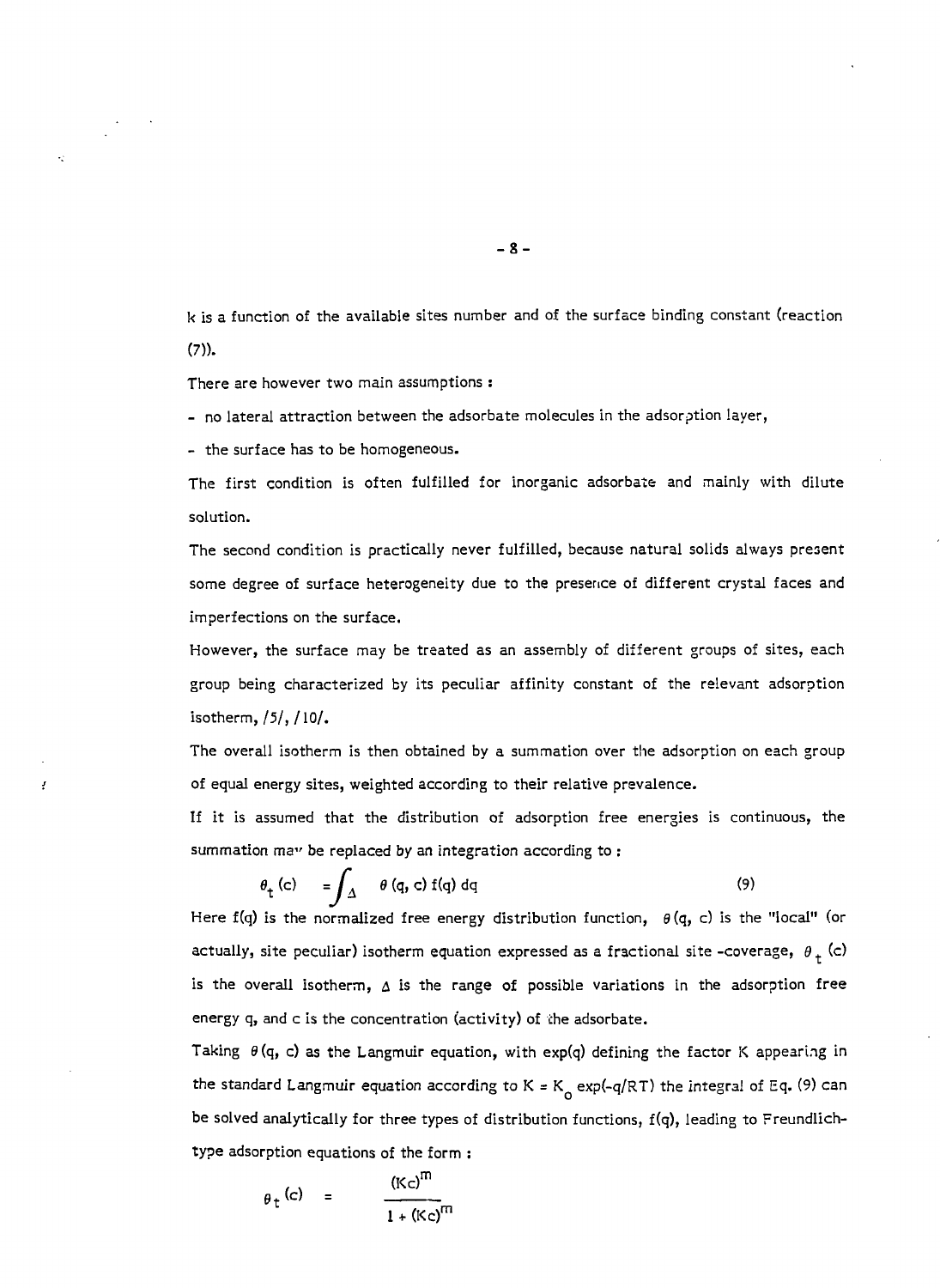k is a function of the available sites number and of the surface binding constant (reaction (7)).

There are however two main assumptions :

- no lateral attraction between the adsorbate molecules in the adsorption layer,
- the surface has to be homogeneous.

The first condition is often fulfilled for inorganic adsorbate and mainly with dilute solution.

The second condition is practically never fulfilled, because natural solids always present some degree of surface heterogeneity due to the presence of different crystal faces and imperfections on the surface.

However, the surface may be treated as an assembly of different groups of sites, each group being characterized by its peculiar affinity constant of the relevant adsorption isotherm, /5/, /10/.

The overall isotherm is then obtained by a summation over the adsorption on each group of equal energy sites, weighted according to their relative prevalence.

If it is assumed that the distribution of adsorption free energies is continuous, the summation may be replaced by an integration according to :

$$\theta_t(c) = \int_\Delta \theta(q, c)\, f(q)\, dq \qquad (9)$$

Here $f(q)$ is the normalized free energy distribution function, $\theta(q, c)$ is the "local" (or actually, site peculiar) isotherm equation expressed as a fractional site -coverage, $\theta_t(c)$ is the overall isotherm, $\Delta$ is the range of possible variations in the adsorption free energy q, and c is the concentration (activity) of the adsorbate.

Taking $\theta(q, c)$ as the Langmuir equation, with $\exp(q)$ defining the factor K appearing in the standard Langmuir equation according to $K = K_o \exp(-q/RT)$ the integral of Eq. (9) can be solved analytically for three types of distribution functions, $f(q)$, leading to Freundlich-type adsorption equations of the form :

$$\theta_t(c) = \frac{(Kc)^m}{1 + (Kc)^m}$$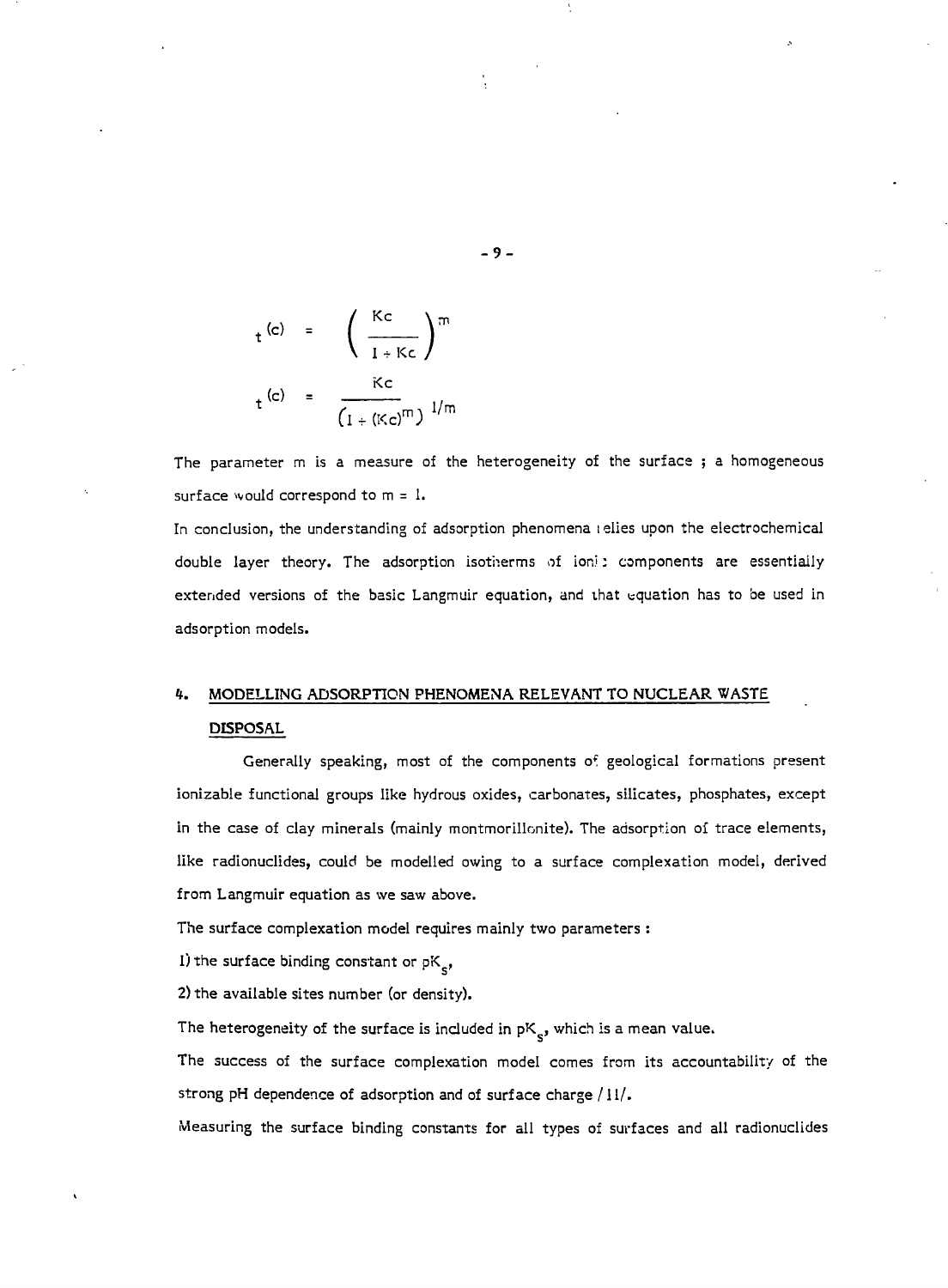$$t^{(c)} = \left( \frac{Kc}{1 + Kc} \right)^m$$

$$t^{(c)} = \frac{Kc}{\left(1 + (Kc)^m\right)^{1/m}}$$

The parameter m is a measure of the heterogeneity of the surface ; a homogeneous surface would correspond to m = 1.

In conclusion, the understanding of adsorption phenomena relies upon the electrochemical double layer theory. The adsorption isotherms of ionic components are essentially extended versions of the basic Langmuir equation, and that equation has to be used in adsorption models.

## 4. MODELLING ADSORPTION PHENOMENA RELEVANT TO NUCLEAR WASTE DISPOSAL

Generally speaking, most of the components of geological formations present ionizable functional groups like hydrous oxides, carbonates, silicates, phosphates, except in the case of clay minerals (mainly montmorillonite). The adsorption of trace elements, like radionuclides, could be modelled owing to a surface complexation model, derived from Langmuir equation as we saw above.

The surface complexation model requires mainly two parameters :

1) the surface binding constant or $pK_s$,

2) the available sites number (or density).

The heterogeneity of the surface is included in $pK_s$, which is a mean value.

The success of the surface complexation model comes from its accountability of the strong pH dependence of adsorption and of surface charge /11/.

Measuring the surface binding constants for all types of surfaces and all radionuclides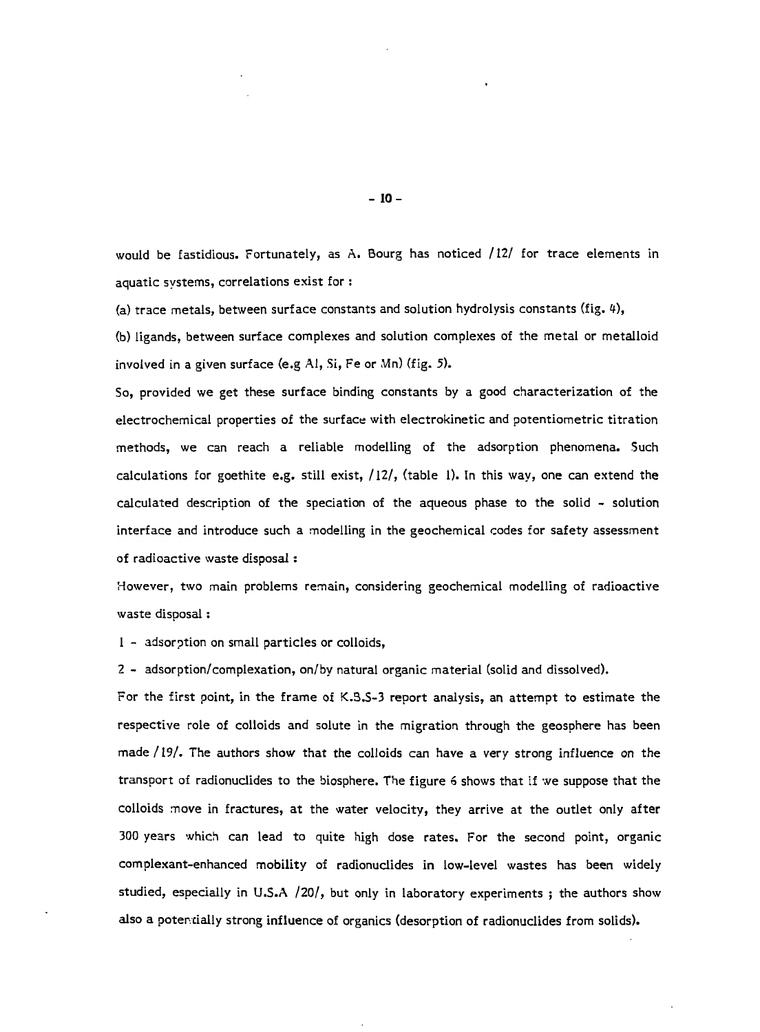would be fastidious. Fortunately, as A. Bourg has noticed /12/ for trace elements in aquatic systems, correlations exist for :

(a) trace metals, between surface constants and solution hydrolysis constants (fig. 4),

(b) ligands, between surface complexes and solution complexes of the metal or metalloid involved in a given surface (e.g Al, Si, Fe or Mn) (fig. 5).

So, provided we get these surface binding constants by a good characterization of the electrochemical properties of the surface with electrokinetic and potentiometric titration methods, we can reach a reliable modelling of the adsorption phenomena. Such calculations for goethite e.g. still exist, /12/, (table 1). In this way, one can extend the calculated description of the speciation of the aqueous phase to the solid - solution interface and introduce such a modelling in the geochemical codes for safety assessment of radioactive waste disposal :

However, two main problems remain, considering geochemical modelling of radioactive waste disposal :

1 - adsorption on small particles or colloids,

2 - adsorption/complexation, on/by natural organic material (solid and dissolved).

For the first point, in the frame of K.B.S-3 report analysis, an attempt to estimate the respective role of colloids and solute in the migration through the geosphere has been made /19/. The authors show that the colloids can have a very strong influence on the transport of radionuclides to the biosphere. The figure 6 shows that if we suppose that the colloids move in fractures, at the water velocity, they arrive at the outlet only after 300 years which can lead to quite high dose rates. For the second point, organic complexant-enhanced mobility of radionuclides in low-level wastes has been widely studied, especially in U.S.A /20/, but only in laboratory experiments ; the authors show also a potentially strong influence of organics (desorption of radionuclides from solids).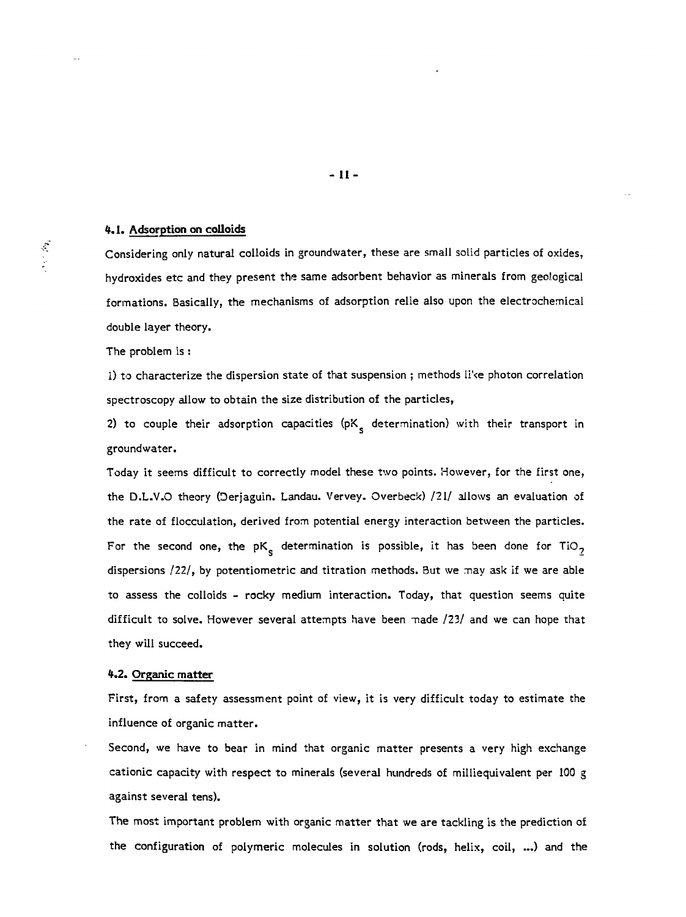#### 4.1. Adsorption on colloids

Considering only natural colloids in groundwater, these are small solid particles of oxides, hydroxides etc and they present the same adsorbent behavior as minerals from geological formations. Basically, the mechanisms of adsorption relie also upon the electrochemical double layer theory.

The problem is :

1) to characterize the dispersion state of that suspension ; methods like photon correlation spectroscopy allow to obtain the size distribution of the particles,

2) to couple their adsorption capacities ($pK_s$ determination) with their transport in groundwater.

Today it seems difficult to correctly model these two points. However, for the first one, the D.L.V.O theory (Derjaguin. Landau. Vervey. Overbeck) /21/ allows an evaluation of the rate of flocculation, derived from potential energy interaction between the particles. For the second one, the $pK_s$ determination is possible, it has been done for $TiO_2$ dispersions /22/, by potentiometric and titration methods. But we may ask if we are able to assess the colloids - rocky medium interaction. Today, that question seems quite difficult to solve. However several attempts have been made /23/ and we can hope that they will succeed.

#### 4.2. Organic matter

First, from a safety assessment point of view, it is very difficult today to estimate the influence of organic matter.

Second, we have to bear in mind that organic matter presents a very high exchange cationic capacity with respect to minerals (several hundreds of milliequivalent per 100 g against several tens).

The most important problem with organic matter that we are tackling is the prediction of the configuration of polymeric molecules in solution (rods, helix, coil, ...) and the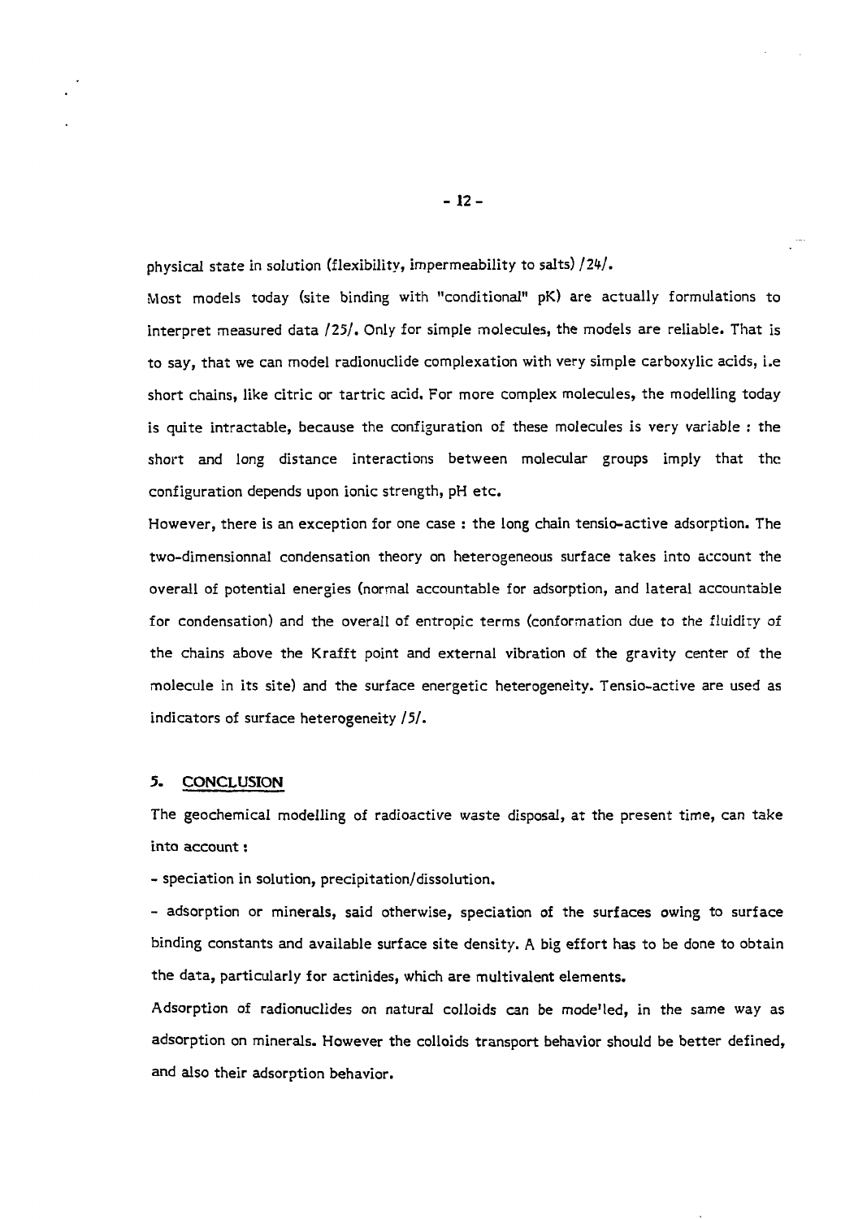physical state in solution (flexibility, impermeability to salts) /24/.

Most models today (site binding with "conditional" pK) are actually formulations to interpret measured data /25/. Only for simple molecules, the models are reliable. That is to say, that we can model radionuclide complexation with very simple carboxylic acids, i.e short chains, like citric or tartric acid. For more complex molecules, the modelling today is quite intractable, because the configuration of these molecules is very variable : the short and long distance interactions between molecular groups imply that the configuration depends upon ionic strength, pH etc.

However, there is an exception for one case : the long chain tensio-active adsorption. The two-dimensionnal condensation theory on heterogeneous surface takes into account the overall of potential energies (normal accountable for adsorption, and lateral accountable for condensation) and the overall of entropic terms (conformation due to the fluidity of the chains above the Krafft point and external vibration of the gravity center of the molecule in its site) and the surface energetic heterogeneity. Tensio-active are used as indicators of surface heterogeneity /5/.

## 5. CONCLUSION

The geochemical modelling of radioactive waste disposal, at the present time, can take into account :

- speciation in solution, precipitation/dissolution.
- adsorption or minerals, said otherwise, speciation of the surfaces owing to surface binding constants and available surface site density. A big effort has to be done to obtain the data, particularly for actinides, which are multivalent elements.

Adsorption of radionuclides on natural colloids can be modelled, in the same way as adsorption on minerals. However the colloids transport behavior should be better defined, and also their adsorption behavior.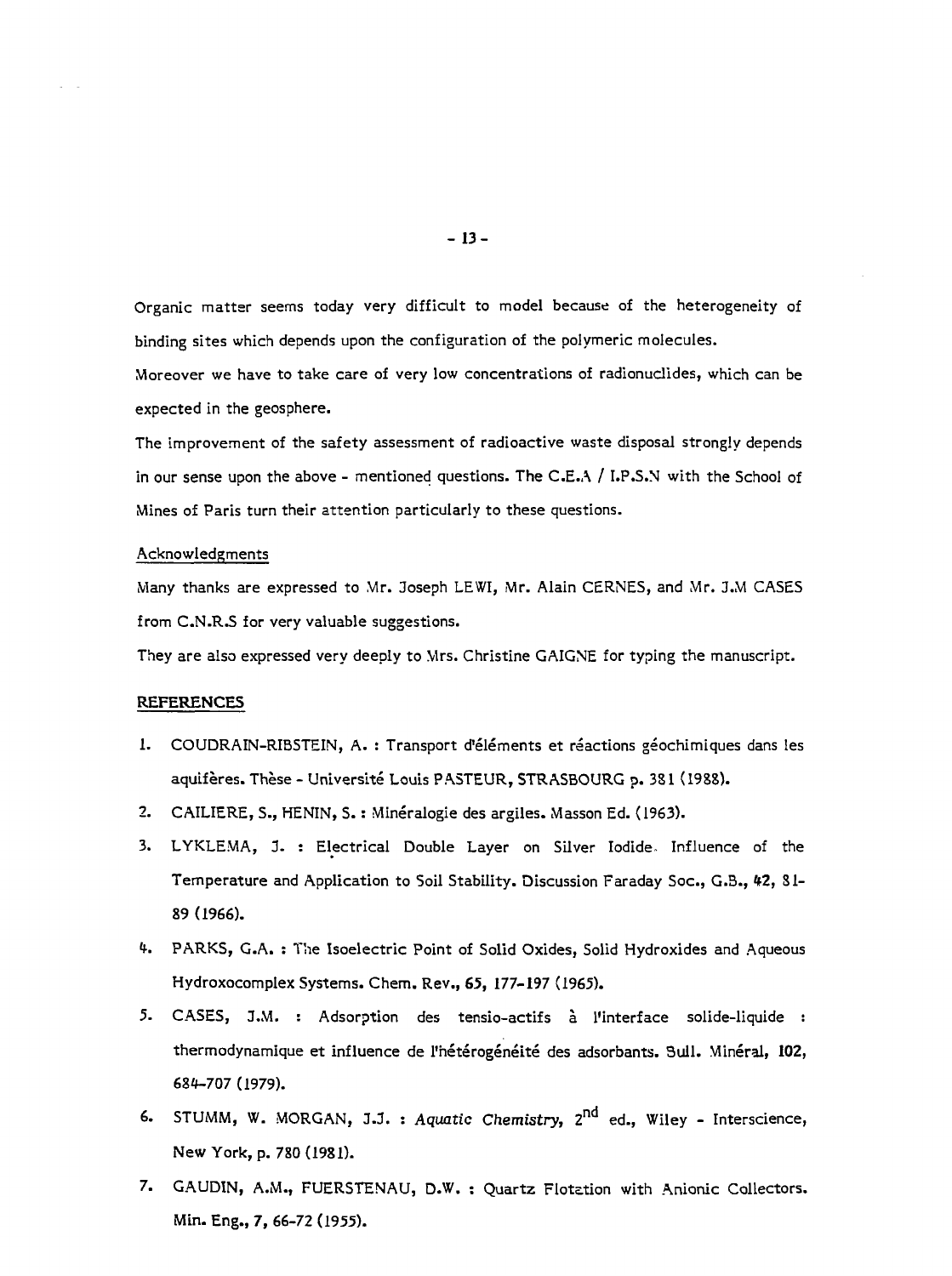Organic matter seems today very difficult to model because of the heterogeneity of binding sites which depends upon the configuration of the polymeric molecules.

Moreover we have to take care of very low concentrations of radionuclides, which can be expected in the geosphere.

The improvement of the safety assessment of radioactive waste disposal strongly depends in our sense upon the above - mentioned questions. The C.E.A / I.P.S.N with the School of Mines of Paris turn their attention particularly to these questions.

## Acknowledgments

Many thanks are expressed to Mr. Joseph LEWI, Mr. Alain CERNES, and Mr. J.M CASES from C.N.R.S for very valuable suggestions.

They are also expressed very deeply to Mrs. Christine GAIGNE for typing the manuscript.

## REFERENCES

1. COUDRAIN-RIBSTEIN, A. : Transport d'éléments et réactions géochimiques dans les aquifères. Thèse - Université Louis PASTEUR, STRASBOURG p. 381 (1988).
2. CAILIERE, S., HENIN, S. : Minéralogie des argiles. Masson Ed. (1963).
3. LYKLEMA, J. : Electrical Double Layer on Silver Iodide. Influence of the Temperature and Application to Soil Stability. Discussion Faraday Soc., G.B., **42**, 81-89 (1966).
4. PARKS, G.A. : The Isoelectric Point of Solid Oxides, Solid Hydroxides and Aqueous Hydroxocomplex Systems. Chem. Rev., **65**, 177-197 (1965).
5. CASES, J.M. : Adsorption des tensio-actifs à l'interface solide-liquide : thermodynamique et influence de l'hétérogénéité des adsorbants. Bull. Minéral, **102**, 684-707 (1979).
6. STUMM, W. MORGAN, J.J. : *Aquatic Chemistry*, 2nd ed., Wiley - Interscience, New York, p. 780 (1981).
7. GAUDIN, A.M., FUERSTENAU, D.W. : Quartz Flotation with Anionic Collectors. Min. Eng., **7**, 66-72 (1955).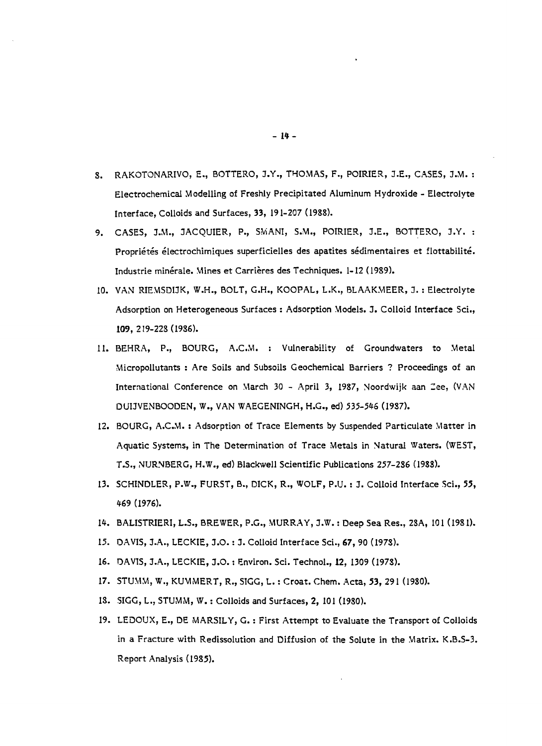8. RAKOTONARIVO, E., BOTTERO, J.Y., THOMAS, F., POIRIER, J.E., CASES, J.M. : Electrochemical Modelling of Freshly Precipitated Aluminum Hydroxide - Electrolyte Interface, Colloids and Surfaces, **33**, 191-207 (1988).
9. CASES, J.M., JACQUIER, P., SMANI, S.M., POIRIER, J.E., BOTTERO, J.Y. : Propriétés électrochimiques superficielles des apatites sédimentaires et flottabilité. Industrie minérale. Mines et Carrières des Techniques. 1-12 (1989).
10. VAN RIEMSDIJK, W.H., BOLT, G.H., KOOPAL, L.K., BLAAKMEER, J. : Electrolyte Adsorption on Heterogeneous Surfaces : Adsorption Models. J. Colloid Interface Sci., **109**, 219-228 (1986).
11. BEHRA, P., BOURG, A.C.M. : Vulnerability of Groundwaters to Metal Micropollutants : Are Soils and Subsoils Geochemical Barriers ? Proceedings of an International Conference on March 30 - April 3, 1987, Noordwijk aan Zee, (VAN DUIJVENBOODEN, W., VAN WAEGENINGH, H.G., ed) 535-546 (1987).
12. BOURG, A.C.M. : Adsorption of Trace Elements by Suspended Particulate Matter in Aquatic Systems, in The Determination of Trace Metals in Natural Waters. (WEST, T.S., NURNBERG, H.W., ed) Blackwell Scientific Publications 257-286 (1988).
13. SCHINDLER, P.W., FURST, B., DICK, R., WOLF, P.U. : J. Colloid Interface Sci., **55**, 469 (1976).
14. BALISTRIERI, L.S., BREWER, P.G., MURRAY, J.W. : Deep Sea Res., 28A, 101 (1981).
15. DAVIS, J.A., LECKIE, J.O. : J. Colloid Interface Sci., **67**, 90 (1978).
16. DAVIS, J.A., LECKIE, J.O. : Environ. Sci. Technol., **12**, 1309 (1978).
17. STUMM, W., KUMMERT, R., SIGG, L. : Croat. Chem. Acta, **53**, 291 (1980).
18. SIGG, L., STUMM, W. : Colloids and Surfaces, **2**, 101 (1980).
19. LEDOUX, E., DE MARSILY, G. : First Attempt to Evaluate the Transport of Colloids in a Fracture with Redissolution and Diffusion of the Solute in the Matrix. K.B.S-3. Report Analysis (1985).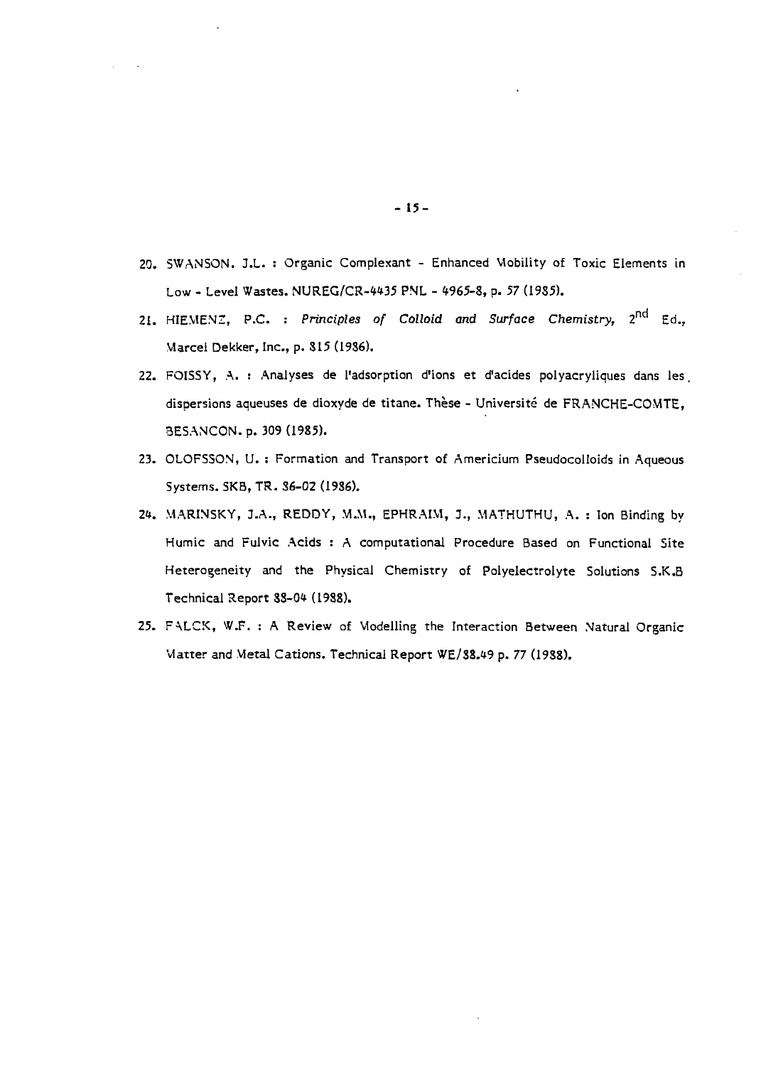20. SWANSON, J.L. : Organic Complexant - Enhanced Mobility of Toxic Elements in Low - Level Wastes. NUREG/CR-4435 PNL - 4965-8, p. 57 (1985).

21. HIEMENZ, P.C. : *Principles of Colloid and Surface Chemistry*, 2[nd] Ed., Marcel Dekker, Inc., p. 815 (1986).

22. FOISSY, A. : Analyses de l'adsorption d'ions et d'acides polyacryliques dans les dispersions aqueuses de dioxyde de titane. Thèse - Université de FRANCHE-COMTE, BESANCON. p. 309 (1985).

23. OLOFSSON, U. : Formation and Transport of Americium Pseudocolloids in Aqueous Systems. SKB, TR. 86-02 (1986).

24. MARINSKY, J.A., REDDY, M.M., EPHRAIM, J., MATHUTHU, A. : Ion Binding by Humic and Fulvic Acids : A computational Procedure Based on Functional Site Heterogeneity and the Physical Chemistry of Polyelectrolyte Solutions S.K.B Technical Report 88-04 (1988).

25. FALCK, W.F. : A Review of Modelling the Interaction Between Natural Organic Matter and Metal Cations. Technical Report WE/88.49 p. 77 (1988).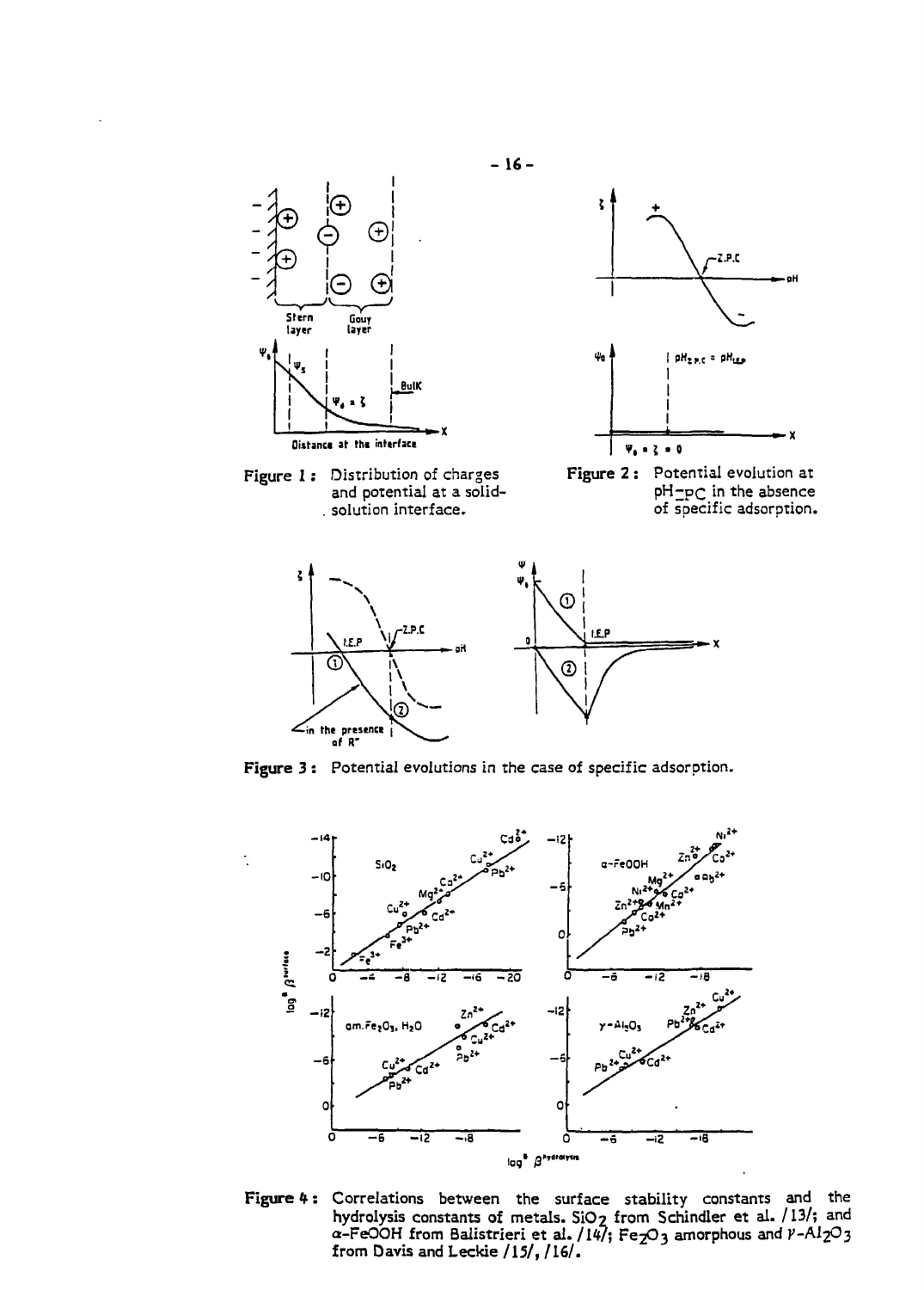Figure 1 : Distribution of charges and potential at a solid-solution interface.

Figure 2 : Potential evolution at pH=PC in the absence of specific adsorption.

Figure 3 : Potential evolutions in the case of specific adsorption.

Figure 4 : Correlations between the surface stability constants and the hydrolysis constants of metals. $SiO_2$ from Schindler et al. /13/; and $\alpha$-FeOOH from Balistrieri et al. /14/; $Fe_2O_3$ amorphous and $\gamma$-$Al_2O_3$ from Davis and Leckie /15/, /16/.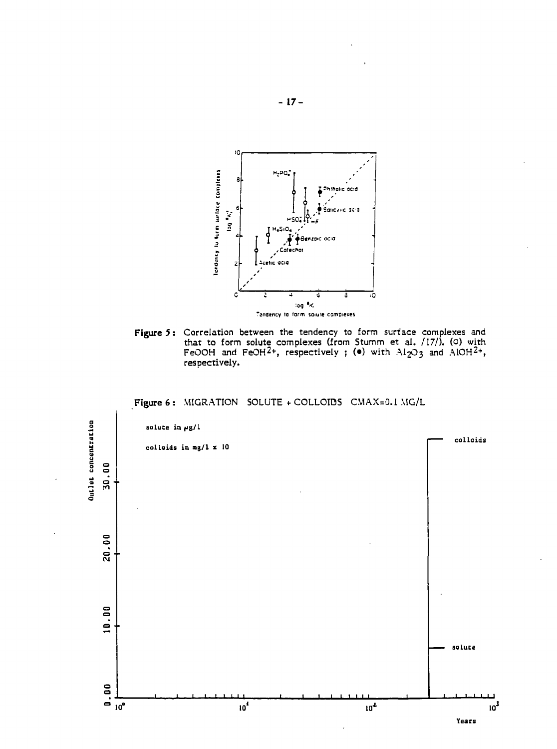**Figure 5 :** Correlation between the tendency to form surface complexes and that to form solute complexes (from Stumm et al. /17/). (o) with FeOOH and $FeOH^{2+}$, respectively ; (•) with $Al_2O_3$ and $AlOH^{2+}$, respectively.

**Figure 6 :** MIGRATION SOLUTE + COLLOIDS CMAX=0.1 MG/L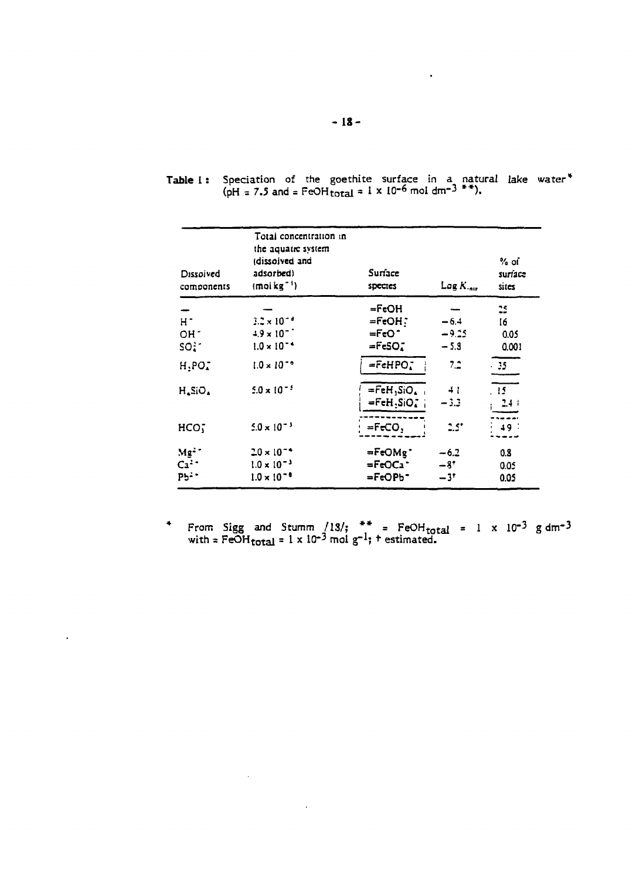**Table 1 :** Speciation of the goethite surface in a natural lake water* (pH = 7.5 and $\equiv FeOH_{total} = 1 \times 10^{-6}$ mol dm$^{-3}$ **).

| Dissolved components | Total concentration in the aquatic system (dissolved and adsorbed) (mol kg$^{-1}$) | Surface species | Log $K_{ads}$ | % of surface sites |
|---|---|---|---|---|
| — | — | $\equiv FeOH$ | — | 25 |
| $H^+$ | $3.2 \times 10^{-8}$ | $\equiv FeOH_2^+$ | −6.4 | 16 |
| $OH^-$ | $4.9 \times 10^{-7}$ | $\equiv FeO^-$ | −9.25 | 0.05 |
| $SO_4^{2-}$ | $1.0 \times 10^{-4}$ | $\equiv FeSO_4^-$ | −5.8 | 0.001 |
| $H_2PO_4^-$ | $1.0 \times 10^{-9}$ | $\equiv FeHPO_4^-$ | 7.2 | 35 |
| $H_4SiO_4$ | $5.0 \times 10^{-5}$ | $\equiv FeH_3SiO_4$ | 4.1 | 15 |
| | | $\equiv FeH_2SiO_4^-$ | −3.3 | 2.4 |
| $HCO_3^-$ | $5.0 \times 10^{-3}$ | $\equiv FeCO_3$ | 2.5† | 4.9 |
| $Mg^{2+}$ | $2.0 \times 10^{-4}$ | $\equiv FeOMg^+$ | −6.2 | 0.8 |
| $Ca^{2+}$ | $1.0 \times 10^{-3}$ | $\equiv FeOCa^+$ | −8† | 0.05 |
| $Pb^{2+}$ | $1.0 \times 10^{-8}$ | $\equiv FeOPb^+$ | −3† | 0.05 |

\* From Sigg and Stumm /18/; ** = $FeOH_{total} = 1 \times 10^{-3}$ g dm$^{-3}$ with $\equiv FeOH_{total} = 1 \times 10^{-3}$ mol g$^{-1}$; † estimated.